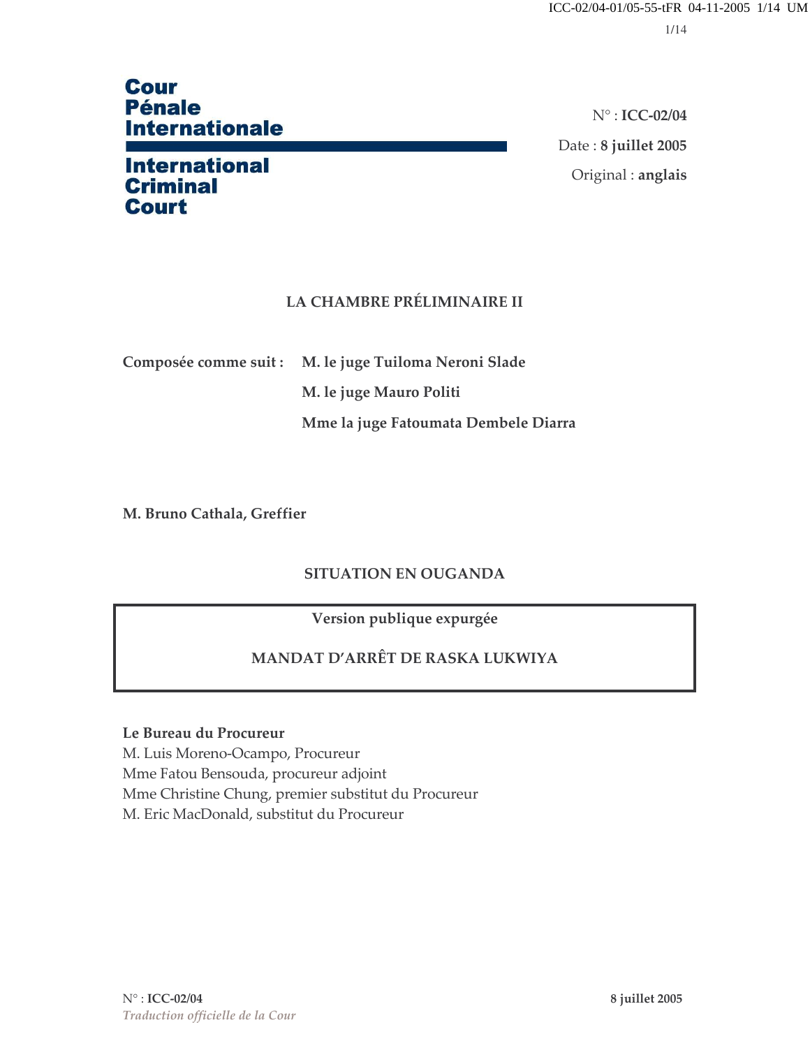**Cour Pénale Internationale**

**International Criminal Court**

N° : **ICC-02/04**

Date : **8 juillet 2005**

Original : **anglais**

## LA CHAMBRE PRÉLIMINAIRE II

**Composée comme suit :** **M. le juge Tuiloma Neroni Slade**

**M. le juge Mauro Politi**

**Mme la juge Fatoumata Dembele Diarra**

**M. Bruno Cathala, Greffier**

## SITUATION EN OUGANDA

**Version publique expurgée**

## MANDAT D'ARRÊT DE RASKA LUKWIYA

**Le Bureau du Procureur**
M. Luis Moreno-Ocampo, Procureur
Mme Fatou Bensouda, procureur adjoint
Mme Christine Chung, premier substitut du Procureur
M. Eric MacDonald, substitut du Procureur

*Traduction officielle de la Cour*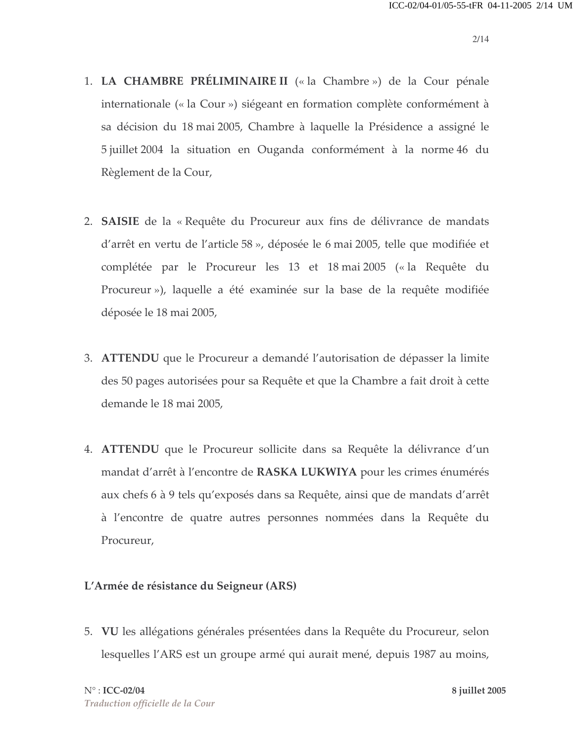1. **LA CHAMBRE PRÉLIMINAIRE II** (« la Chambre ») de la Cour pénale internationale (« la Cour ») siégeant en formation complète conformément à sa décision du 18 mai 2005, Chambre à laquelle la Présidence a assigné le 5 juillet 2004 la situation en Ouganda conformément à la norme 46 du Règlement de la Cour,

2. **SAISIE** de la « Requête du Procureur aux fins de délivrance de mandats d'arrêt en vertu de l'article 58 », déposée le 6 mai 2005, telle que modifiée et complétée par le Procureur les 13 et 18 mai 2005 (« la Requête du Procureur »), laquelle a été examinée sur la base de la requête modifiée déposée le 18 mai 2005,

3. **ATTENDU** que le Procureur a demandé l'autorisation de dépasser la limite des 50 pages autorisées pour sa Requête et que la Chambre a fait droit à cette demande le 18 mai 2005,

4. **ATTENDU** que le Procureur sollicite dans sa Requête la délivrance d'un mandat d'arrêt à l'encontre de **RASKA LUKWIYA** pour les crimes énumérés aux chefs 6 à 9 tels qu'exposés dans sa Requête, ainsi que de mandats d'arrêt à l'encontre de quatre autres personnes nommées dans la Requête du Procureur,

**L'Armée de résistance du Seigneur (ARS)**

5. **VU** les allégations générales présentées dans la Requête du Procureur, selon lesquelles l'ARS est un groupe armé qui aurait mené, depuis 1987 au moins,

N° : **ICC-02/04** **8 juillet 2005**
*Traduction officielle de la Cour*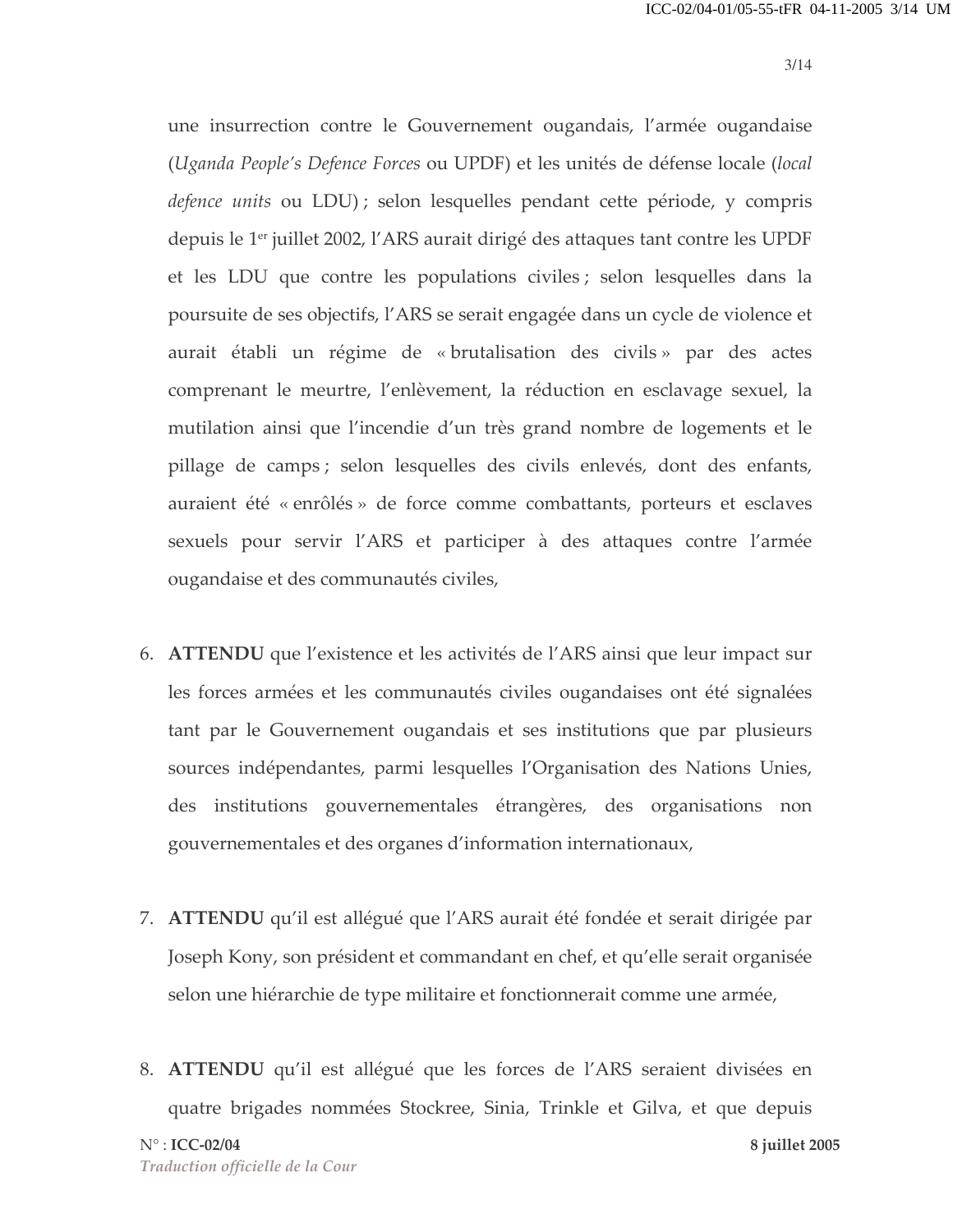une insurrection contre le Gouvernement ougandais, l'armée ougandaise (*Uganda People's Defence Forces* ou UPDF) et les unités de défense locale (*local defence units* ou LDU) ; selon lesquelles pendant cette période, y compris depuis le 1er juillet 2002, l'ARS aurait dirigé des attaques tant contre les UPDF et les LDU que contre les populations civiles ; selon lesquelles dans la poursuite de ses objectifs, l'ARS se serait engagée dans un cycle de violence et aurait établi un régime de « brutalisation des civils » par des actes comprenant le meurtre, l'enlèvement, la réduction en esclavage sexuel, la mutilation ainsi que l'incendie d'un très grand nombre de logements et le pillage de camps ; selon lesquelles des civils enlevés, dont des enfants, auraient été « enrôlés » de force comme combattants, porteurs et esclaves sexuels pour servir l'ARS et participer à des attaques contre l'armée ougandaise et des communautés civiles,

6. **ATTENDU** que l'existence et les activités de l'ARS ainsi que leur impact sur les forces armées et les communautés civiles ougandaises ont été signalées tant par le Gouvernement ougandais et ses institutions que par plusieurs sources indépendantes, parmi lesquelles l'Organisation des Nations Unies, des institutions gouvernementales étrangères, des organisations non gouvernementales et des organes d'information internationaux,

7. **ATTENDU** qu'il est allégué que l'ARS aurait été fondée et serait dirigée par Joseph Kony, son président et commandant en chef, et qu'elle serait organisée selon une hiérarchie de type militaire et fonctionnerait comme une armée,

8. **ATTENDU** qu'il est allégué que les forces de l'ARS seraient divisées en quatre brigades nommées Stockree, Sinia, Trinkle et Gilva, et que depuis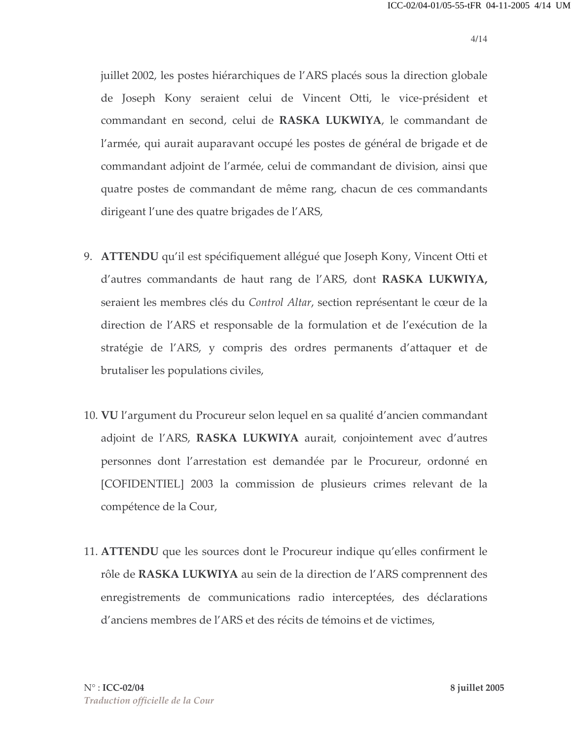juillet 2002, les postes hiérarchiques de l'ARS placés sous la direction globale de Joseph Kony seraient celui de Vincent Otti, le vice-président et commandant en second, celui de **RASKA LUKWIYA**, le commandant de l'armée, qui aurait auparavant occupé les postes de général de brigade et de commandant adjoint de l'armée, celui de commandant de division, ainsi que quatre postes de commandant de même rang, chacun de ces commandants dirigeant l'une des quatre brigades de l'ARS,

9. **ATTENDU** qu'il est spécifiquement allégué que Joseph Kony, Vincent Otti et d'autres commandants de haut rang de l'ARS, dont **RASKA LUKWIYA,** seraient les membres clés du *Control Altar*, section représentant le cœur de la direction de l'ARS et responsable de la formulation et de l'exécution de la stratégie de l'ARS, y compris des ordres permanents d'attaquer et de brutaliser les populations civiles,

10. **VU** l'argument du Procureur selon lequel en sa qualité d'ancien commandant adjoint de l'ARS, **RASKA LUKWIYA** aurait, conjointement avec d'autres personnes dont l'arrestation est demandée par le Procureur, ordonné en [COFIDENTIEL] 2003 la commission de plusieurs crimes relevant de la compétence de la Cour,

11. **ATTENDU** que les sources dont le Procureur indique qu'elles confirment le rôle de **RASKA LUKWIYA** au sein de la direction de l'ARS comprennent des enregistrements de communications radio interceptées, des déclarations d'anciens membres de l'ARS et des récits de témoins et de victimes,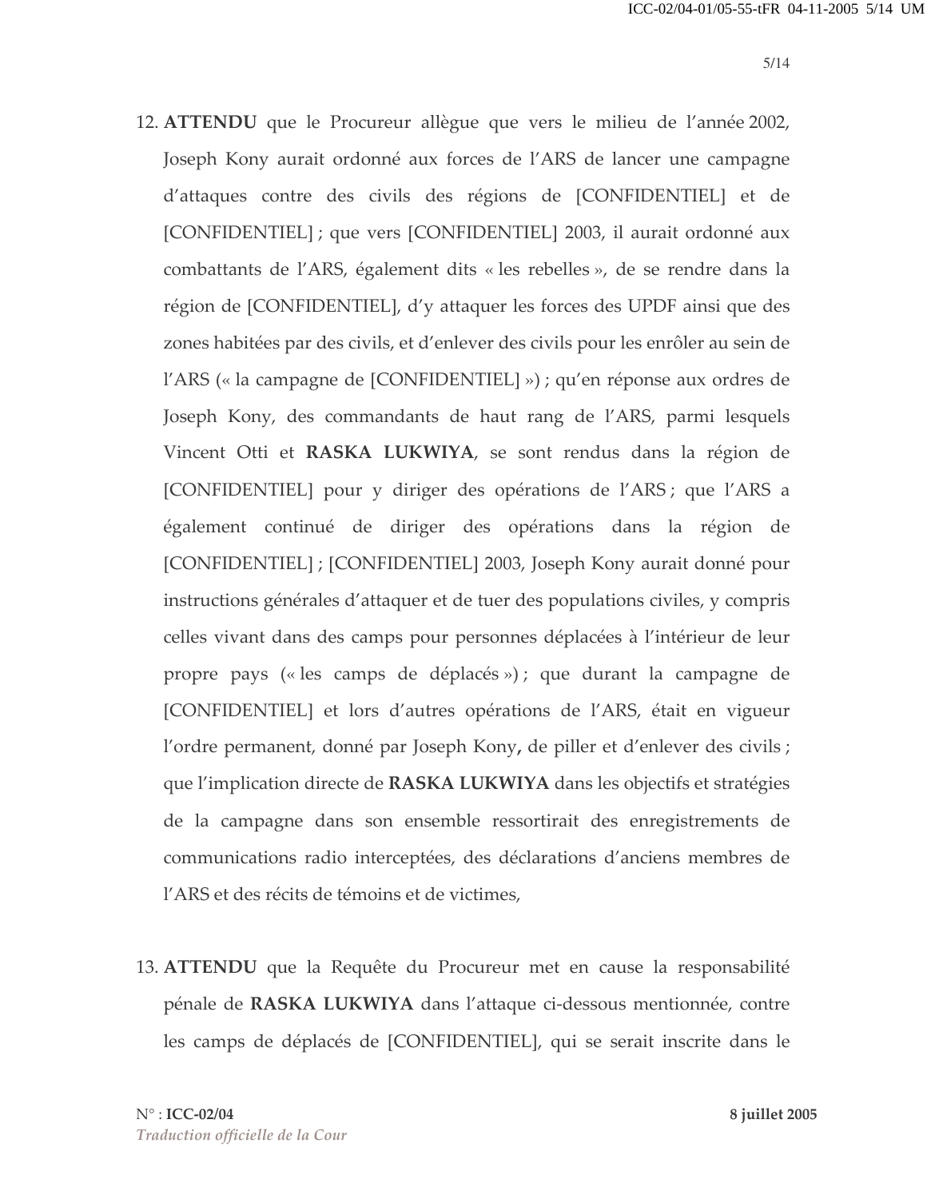12. **ATTENDU** que le Procureur allègue que vers le milieu de l'année 2002, Joseph Kony aurait ordonné aux forces de l'ARS de lancer une campagne d'attaques contre des civils des régions de [CONFIDENTIEL] et de [CONFIDENTIEL] ; que vers [CONFIDENTIEL] 2003, il aurait ordonné aux combattants de l'ARS, également dits « les rebelles », de se rendre dans la région de [CONFIDENTIEL], d'y attaquer les forces des UPDF ainsi que des zones habitées par des civils, et d'enlever des civils pour les enrôler au sein de l'ARS (« la campagne de [CONFIDENTIEL] ») ; qu'en réponse aux ordres de Joseph Kony, des commandants de haut rang de l'ARS, parmi lesquels Vincent Otti et **RASKA LUKWIYA**, se sont rendus dans la région de [CONFIDENTIEL] pour y diriger des opérations de l'ARS ; que l'ARS a également continué de diriger des opérations dans la région de [CONFIDENTIEL] ; [CONFIDENTIEL] 2003, Joseph Kony aurait donné pour instructions générales d'attaquer et de tuer des populations civiles, y compris celles vivant dans des camps pour personnes déplacées à l'intérieur de leur propre pays (« les camps de déplacés ») ; que durant la campagne de [CONFIDENTIEL] et lors d'autres opérations de l'ARS, était en vigueur l'ordre permanent, donné par Joseph Kony**,** de piller et d'enlever des civils ; que l'implication directe de **RASKA LUKWIYA** dans les objectifs et stratégies de la campagne dans son ensemble ressortirait des enregistrements de communications radio interceptées, des déclarations d'anciens membres de l'ARS et des récits de témoins et de victimes,

13. **ATTENDU** que la Requête du Procureur met en cause la responsabilité pénale de **RASKA LUKWIYA** dans l'attaque ci-dessous mentionnée, contre les camps de déplacés de [CONFIDENTIEL], qui se serait inscrite dans le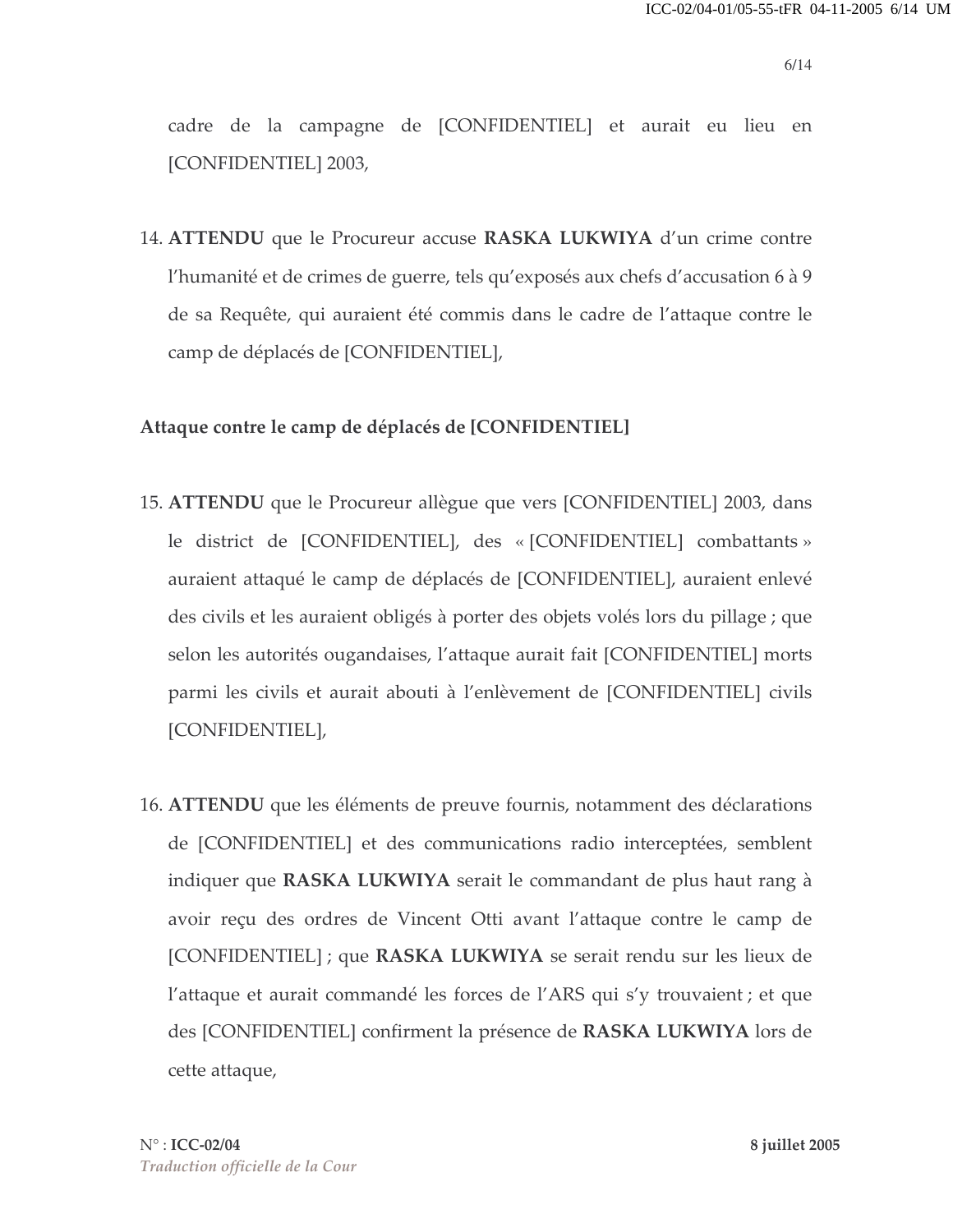cadre de la campagne de [CONFIDENTIEL] et aurait eu lieu en [CONFIDENTIEL] 2003,

14. **ATTENDU** que le Procureur accuse **RASKA LUKWIYA** d'un crime contre l'humanité et de crimes de guerre, tels qu'exposés aux chefs d'accusation 6 à 9 de sa Requête, qui auraient été commis dans le cadre de l'attaque contre le camp de déplacés de [CONFIDENTIEL],

**Attaque contre le camp de déplacés de [CONFIDENTIEL]**

15. **ATTENDU** que le Procureur allègue que vers [CONFIDENTIEL] 2003, dans le district de [CONFIDENTIEL], des « [CONFIDENTIEL] combattants » auraient attaqué le camp de déplacés de [CONFIDENTIEL], auraient enlevé des civils et les auraient obligés à porter des objets volés lors du pillage ; que selon les autorités ougandaises, l'attaque aurait fait [CONFIDENTIEL] morts parmi les civils et aurait abouti à l'enlèvement de [CONFIDENTIEL] civils [CONFIDENTIEL],

16. **ATTENDU** que les éléments de preuve fournis, notamment des déclarations de [CONFIDENTIEL] et des communications radio interceptées, semblent indiquer que **RASKA LUKWIYA** serait le commandant de plus haut rang à avoir reçu des ordres de Vincent Otti avant l'attaque contre le camp de [CONFIDENTIEL] ; que **RASKA LUKWIYA** se serait rendu sur les lieux de l'attaque et aurait commandé les forces de l'ARS qui s'y trouvaient ; et que des [CONFIDENTIEL] confirment la présence de **RASKA LUKWIYA** lors de cette attaque,

N° : **ICC-02/04** **8 juillet 2005**
*Traduction officielle de la Cour*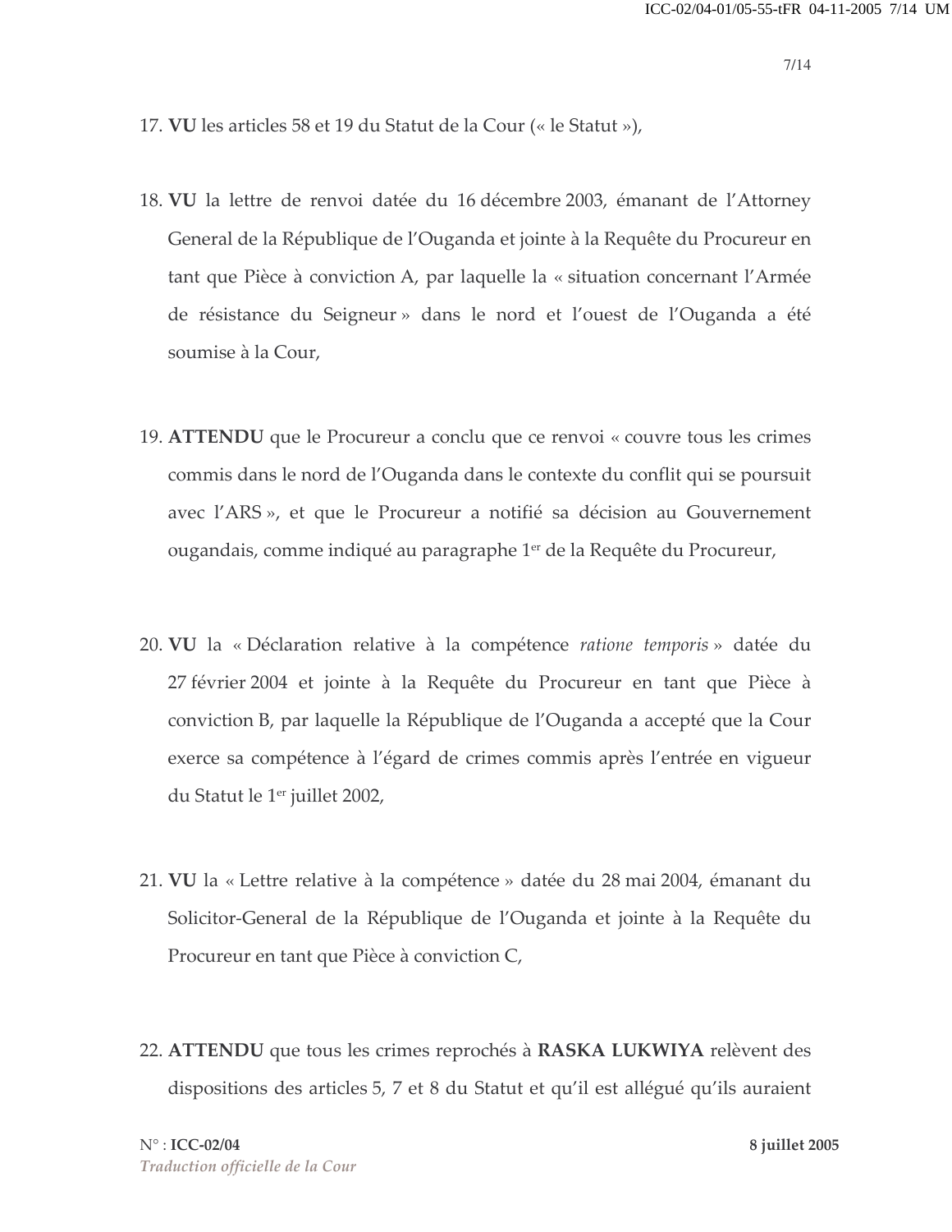17. **VU** les articles 58 et 19 du Statut de la Cour (« le Statut »),

18. **VU** la lettre de renvoi datée du 16 décembre 2003, émanant de l'Attorney General de la République de l'Ouganda et jointe à la Requête du Procureur en tant que Pièce à conviction A, par laquelle la « situation concernant l'Armée de résistance du Seigneur » dans le nord et l'ouest de l'Ouganda a été soumise à la Cour,

19. **ATTENDU** que le Procureur a conclu que ce renvoi « couvre tous les crimes commis dans le nord de l'Ouganda dans le contexte du conflit qui se poursuit avec l'ARS », et que le Procureur a notifié sa décision au Gouvernement ougandais, comme indiqué au paragraphe 1er de la Requête du Procureur,

20. **VU** la « Déclaration relative à la compétence *ratione temporis* » datée du 27 février 2004 et jointe à la Requête du Procureur en tant que Pièce à conviction B, par laquelle la République de l'Ouganda a accepté que la Cour exerce sa compétence à l'égard de crimes commis après l'entrée en vigueur du Statut le 1er juillet 2002,

21. **VU** la « Lettre relative à la compétence » datée du 28 mai 2004, émanant du Solicitor-General de la République de l'Ouganda et jointe à la Requête du Procureur en tant que Pièce à conviction C,

22. **ATTENDU** que tous les crimes reprochés à **RASKA LUKWIYA** relèvent des dispositions des articles 5, 7 et 8 du Statut et qu'il est allégué qu'ils auraient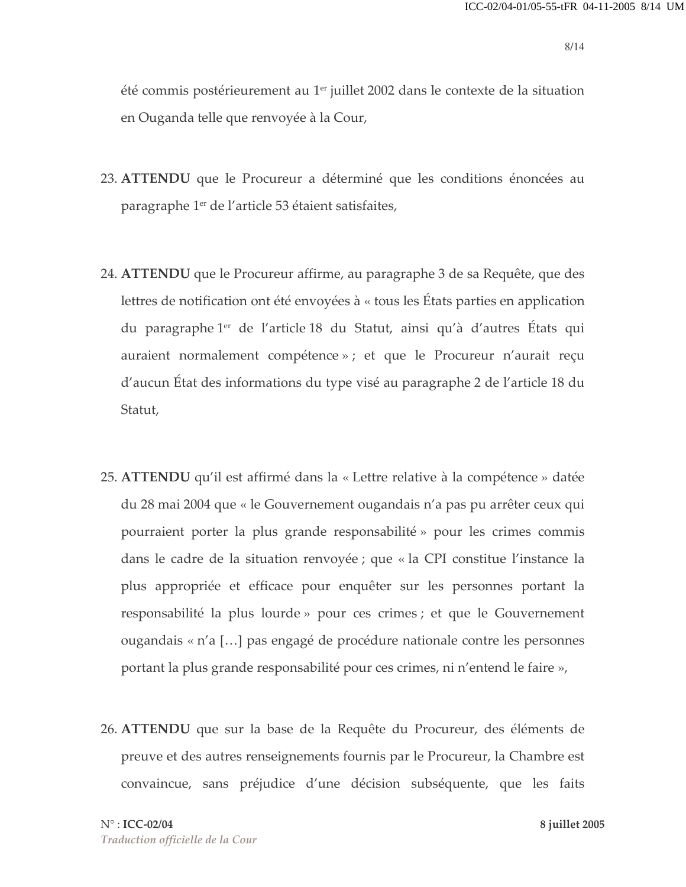été commis postérieurement au 1er juillet 2002 dans le contexte de la situation en Ouganda telle que renvoyée à la Cour,

23. **ATTENDU** que le Procureur a déterminé que les conditions énoncées au paragraphe 1er de l'article 53 étaient satisfaites,

24. **ATTENDU** que le Procureur affirme, au paragraphe 3 de sa Requête, que des lettres de notification ont été envoyées à « tous les États parties en application du paragraphe 1er de l'article 18 du Statut, ainsi qu'à d'autres États qui auraient normalement compétence » ; et que le Procureur n'aurait reçu d'aucun État des informations du type visé au paragraphe 2 de l'article 18 du Statut,

25. **ATTENDU** qu'il est affirmé dans la « Lettre relative à la compétence » datée du 28 mai 2004 que « le Gouvernement ougandais n'a pas pu arrêter ceux qui pourraient porter la plus grande responsabilité » pour les crimes commis dans le cadre de la situation renvoyée ; que « la CPI constitue l'instance la plus appropriée et efficace pour enquêter sur les personnes portant la responsabilité la plus lourde » pour ces crimes ; et que le Gouvernement ougandais « n'a […] pas engagé de procédure nationale contre les personnes portant la plus grande responsabilité pour ces crimes, ni n'entend le faire »,

26. **ATTENDU** que sur la base de la Requête du Procureur, des éléments de preuve et des autres renseignements fournis par le Procureur, la Chambre est convaincue, sans préjudice d'une décision subséquente, que les faits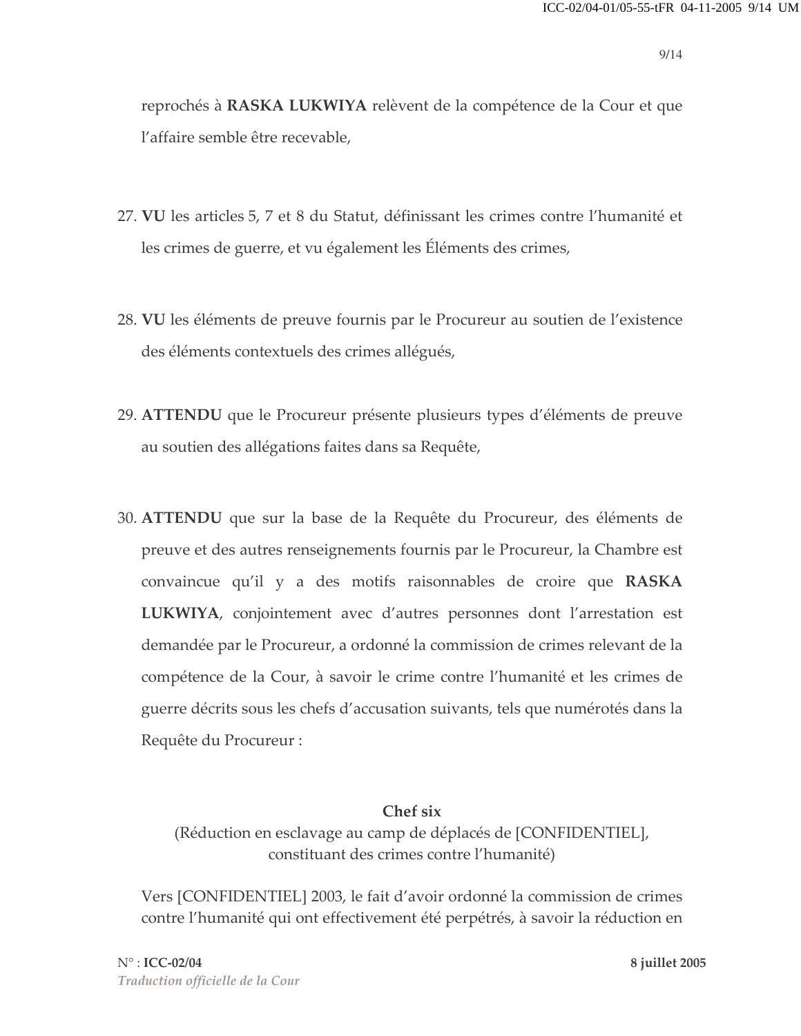reprochés à **RASKA LUKWIYA** relèvent de la compétence de la Cour et que l'affaire semble être recevable,

27. **VU** les articles 5, 7 et 8 du Statut, définissant les crimes contre l'humanité et les crimes de guerre, et vu également les Éléments des crimes,

28. **VU** les éléments de preuve fournis par le Procureur au soutien de l'existence des éléments contextuels des crimes allégués,

29. **ATTENDU** que le Procureur présente plusieurs types d'éléments de preuve au soutien des allégations faites dans sa Requête,

30. **ATTENDU** que sur la base de la Requête du Procureur, des éléments de preuve et des autres renseignements fournis par le Procureur, la Chambre est convaincue qu'il y a des motifs raisonnables de croire que **RASKA LUKWIYA**, conjointement avec d'autres personnes dont l'arrestation est demandée par le Procureur, a ordonné la commission de crimes relevant de la compétence de la Cour, à savoir le crime contre l'humanité et les crimes de guerre décrits sous les chefs d'accusation suivants, tels que numérotés dans la Requête du Procureur :

**Chef six**

(Réduction en esclavage au camp de déplacés de [CONFIDENTIEL], constituant des crimes contre l'humanité)

Vers [CONFIDENTIEL] 2003, le fait d'avoir ordonné la commission de crimes contre l'humanité qui ont effectivement été perpétrés, à savoir la réduction en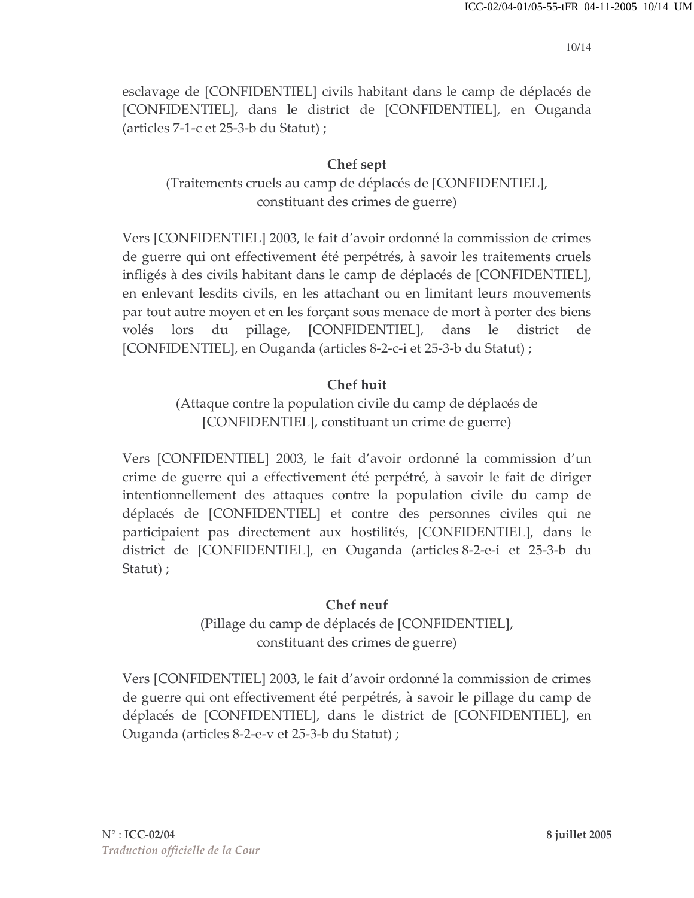esclavage de [CONFIDENTIEL] civils habitant dans le camp de déplacés de [CONFIDENTIEL], dans le district de [CONFIDENTIEL], en Ouganda (articles 7-1-c et 25-3-b du Statut) ;

**Chef sept**

(Traitements cruels au camp de déplacés de [CONFIDENTIEL], constituant des crimes de guerre)

Vers [CONFIDENTIEL] 2003, le fait d'avoir ordonné la commission de crimes de guerre qui ont effectivement été perpétrés, à savoir les traitements cruels infligés à des civils habitant dans le camp de déplacés de [CONFIDENTIEL], en enlevant lesdits civils, en les attachant ou en limitant leurs mouvements par tout autre moyen et en les forçant sous menace de mort à porter des biens volés lors du pillage, [CONFIDENTIEL], dans le district de [CONFIDENTIEL], en Ouganda (articles 8-2-c-i et 25-3-b du Statut) ;

**Chef huit**

(Attaque contre la population civile du camp de déplacés de [CONFIDENTIEL], constituant un crime de guerre)

Vers [CONFIDENTIEL] 2003, le fait d'avoir ordonné la commission d'un crime de guerre qui a effectivement été perpétré, à savoir le fait de diriger intentionnellement des attaques contre la population civile du camp de déplacés de [CONFIDENTIEL] et contre des personnes civiles qui ne participaient pas directement aux hostilités, [CONFIDENTIEL], dans le district de [CONFIDENTIEL], en Ouganda (articles 8-2-e-i et 25-3-b du Statut) ;

**Chef neuf**

(Pillage du camp de déplacés de [CONFIDENTIEL], constituant des crimes de guerre)

Vers [CONFIDENTIEL] 2003, le fait d'avoir ordonné la commission de crimes de guerre qui ont effectivement été perpétrés, à savoir le pillage du camp de déplacés de [CONFIDENTIEL], dans le district de [CONFIDENTIEL], en Ouganda (articles 8-2-e-v et 25-3-b du Statut) ;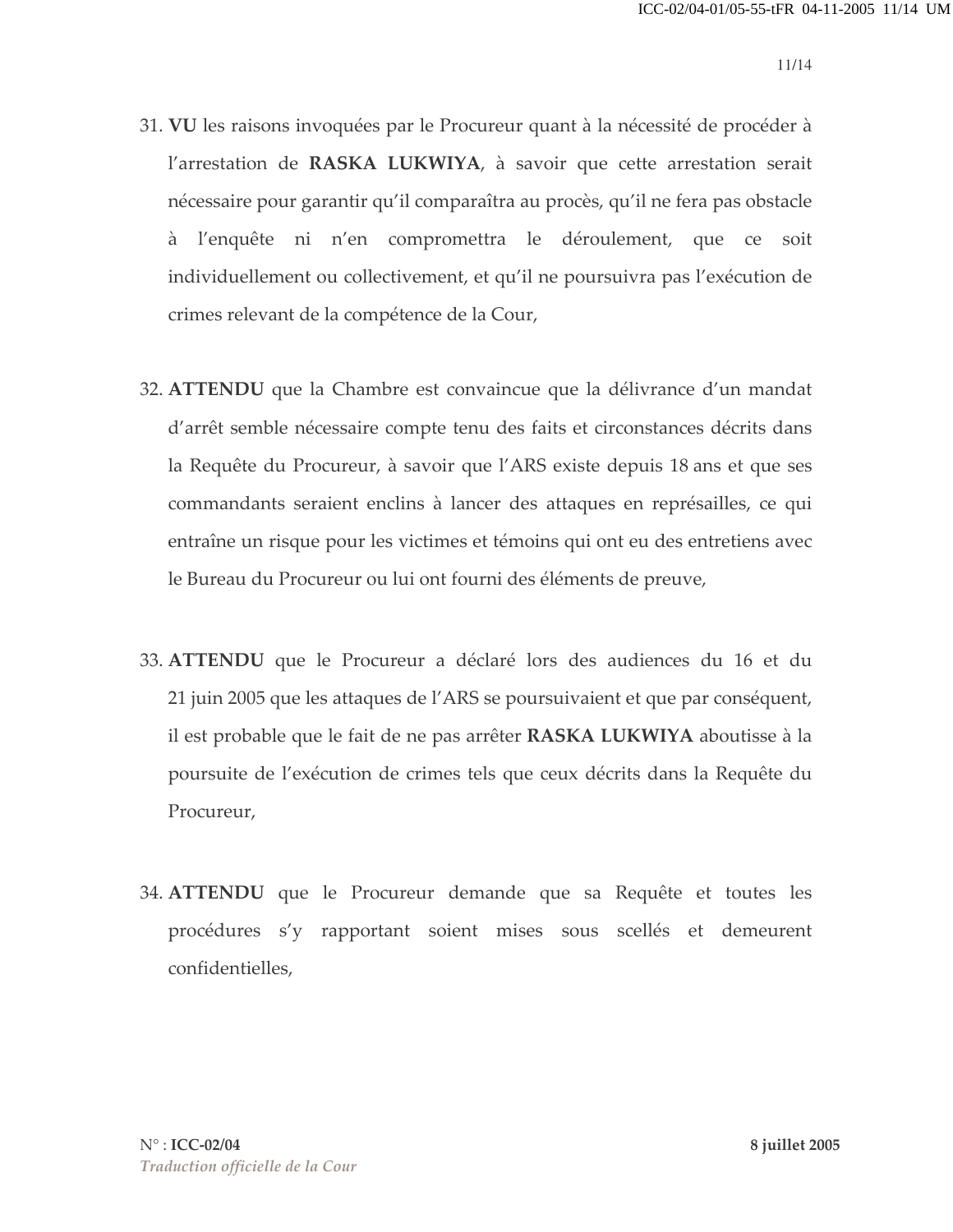31. **VU** les raisons invoquées par le Procureur quant à la nécessité de procéder à l'arrestation de **RASKA LUKWIYA**, à savoir que cette arrestation serait nécessaire pour garantir qu'il comparaîtra au procès, qu'il ne fera pas obstacle à l'enquête ni n'en compromettra le déroulement, que ce soit individuellement ou collectivement, et qu'il ne poursuivra pas l'exécution de crimes relevant de la compétence de la Cour,

32. **ATTENDU** que la Chambre est convaincue que la délivrance d'un mandat d'arrêt semble nécessaire compte tenu des faits et circonstances décrits dans la Requête du Procureur, à savoir que l'ARS existe depuis 18 ans et que ses commandants seraient enclins à lancer des attaques en représailles, ce qui entraîne un risque pour les victimes et témoins qui ont eu des entretiens avec le Bureau du Procureur ou lui ont fourni des éléments de preuve,

33. **ATTENDU** que le Procureur a déclaré lors des audiences du 16 et du 21 juin 2005 que les attaques de l'ARS se poursuivaient et que par conséquent, il est probable que le fait de ne pas arrêter **RASKA LUKWIYA** aboutisse à la poursuite de l'exécution de crimes tels que ceux décrits dans la Requête du Procureur,

34. **ATTENDU** que le Procureur demande que sa Requête et toutes les procédures s'y rapportant soient mises sous scellés et demeurent confidentielles,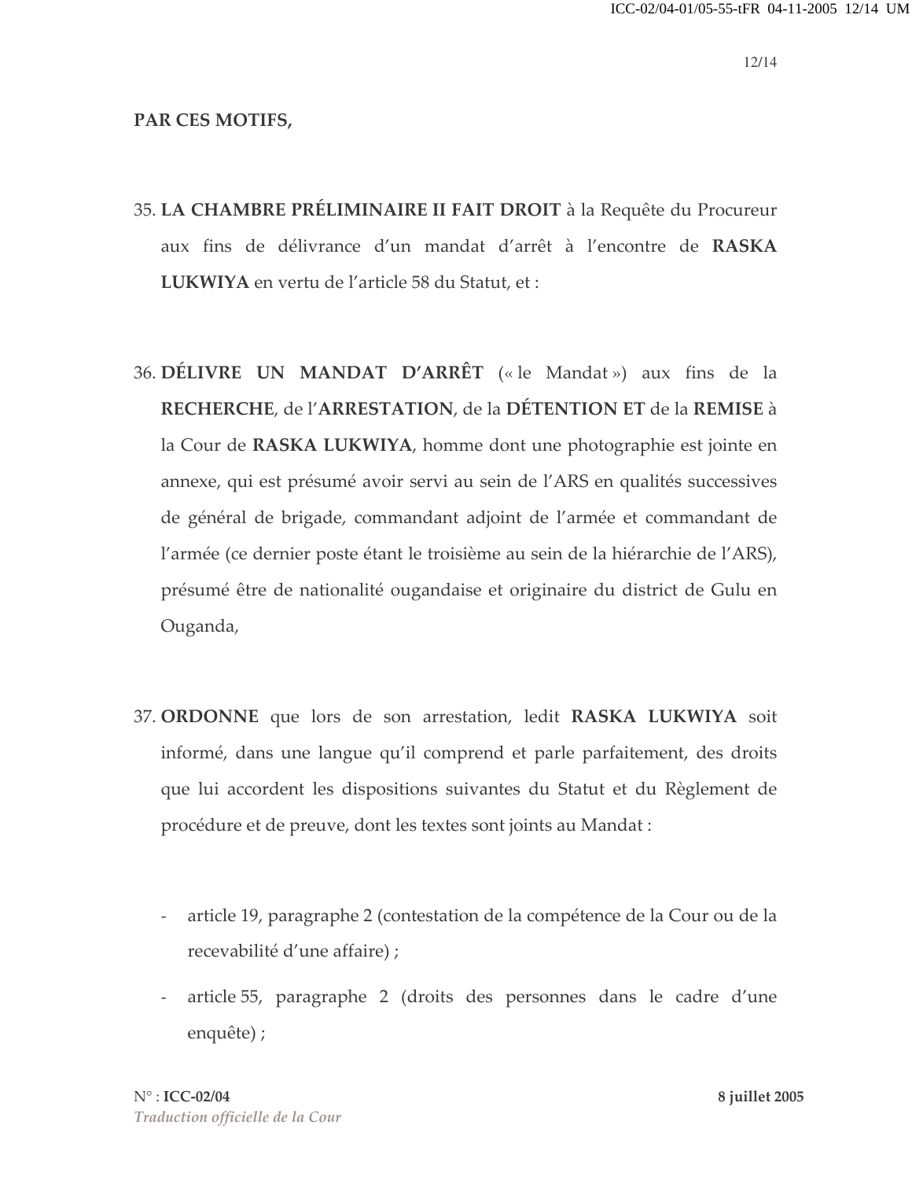**PAR CES MOTIFS,**

35. **LA CHAMBRE PRÉLIMINAIRE II FAIT DROIT** à la Requête du Procureur aux fins de délivrance d'un mandat d'arrêt à l'encontre de **RASKA LUKWIYA** en vertu de l'article 58 du Statut, et :

36. **DÉLIVRE UN MANDAT D'ARRÊT** (« le Mandat ») aux fins de la **RECHERCHE**, de l'**ARRESTATION**, de la **DÉTENTION ET** de la **REMISE** à la Cour de **RASKA LUKWIYA**, homme dont une photographie est jointe en annexe, qui est présumé avoir servi au sein de l'ARS en qualités successives de général de brigade, commandant adjoint de l'armée et commandant de l'armée (ce dernier poste étant le troisième au sein de la hiérarchie de l'ARS), présumé être de nationalité ougandaise et originaire du district de Gulu en Ouganda,

37. **ORDONNE** que lors de son arrestation, ledit **RASKA LUKWIYA** soit informé, dans une langue qu'il comprend et parle parfaitement, des droits que lui accordent les dispositions suivantes du Statut et du Règlement de procédure et de preuve, dont les textes sont joints au Mandat :

   - article 19, paragraphe 2 (contestation de la compétence de la Cour ou de la recevabilité d'une affaire) ;
   - article 55, paragraphe 2 (droits des personnes dans le cadre d'une enquête) ;

N° : **ICC-02/04** **8 juillet 2005**
*Traduction officielle de la Cour*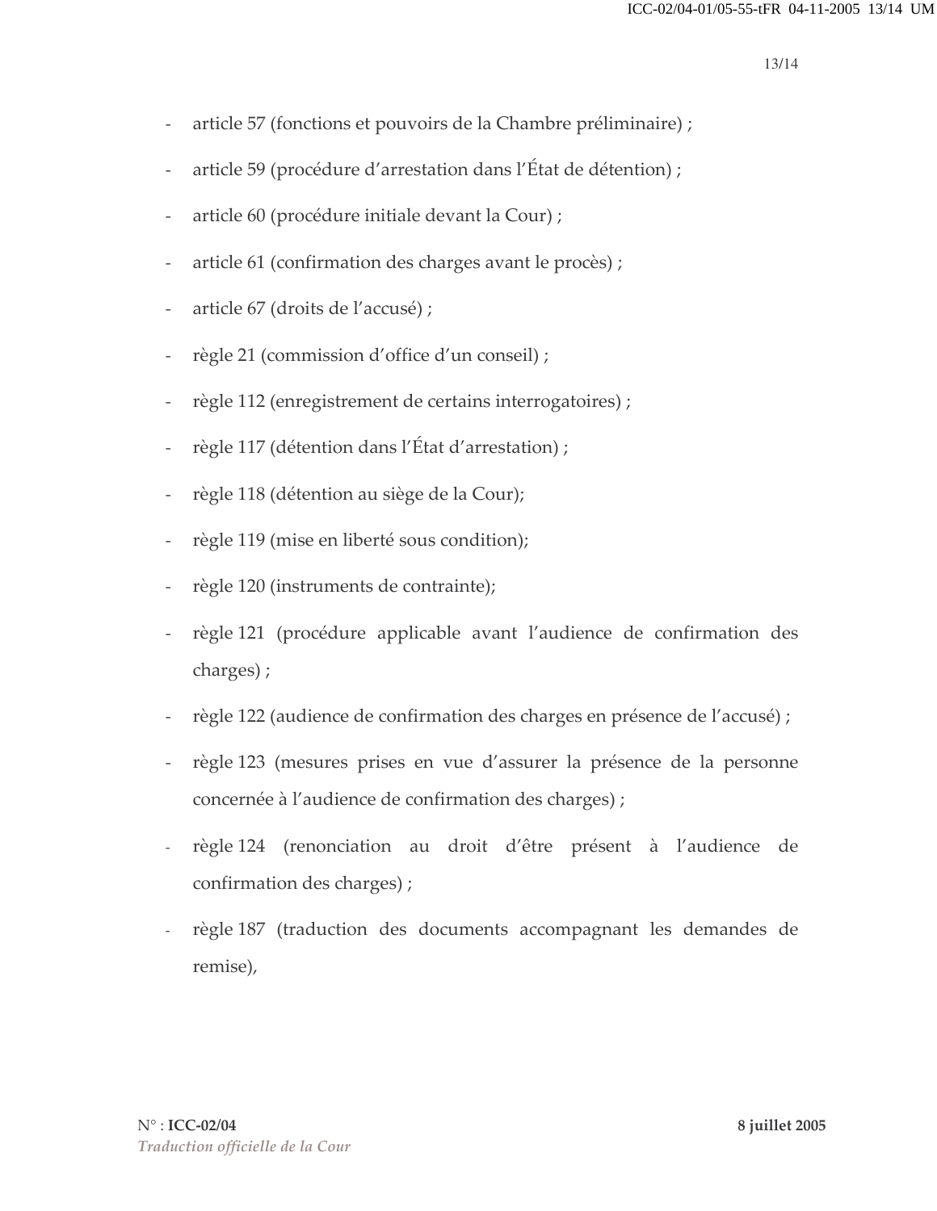- article 57 (fonctions et pouvoirs de la Chambre préliminaire) ;
- article 59 (procédure d'arrestation dans l'État de détention) ;
- article 60 (procédure initiale devant la Cour) ;
- article 61 (confirmation des charges avant le procès) ;
- article 67 (droits de l'accusé) ;
- règle 21 (commission d'office d'un conseil) ;
- règle 112 (enregistrement de certains interrogatoires) ;
- règle 117 (détention dans l'État d'arrestation) ;
- règle 118 (détention au siège de la Cour);
- règle 119 (mise en liberté sous condition);
- règle 120 (instruments de contrainte);
- règle 121 (procédure applicable avant l'audience de confirmation des charges) ;
- règle 122 (audience de confirmation des charges en présence de l'accusé) ;
- règle 123 (mesures prises en vue d'assurer la présence de la personne concernée à l'audience de confirmation des charges) ;
- règle 124 (renonciation au droit d'être présent à l'audience de confirmation des charges) ;
- règle 187 (traduction des documents accompagnant les demandes de remise),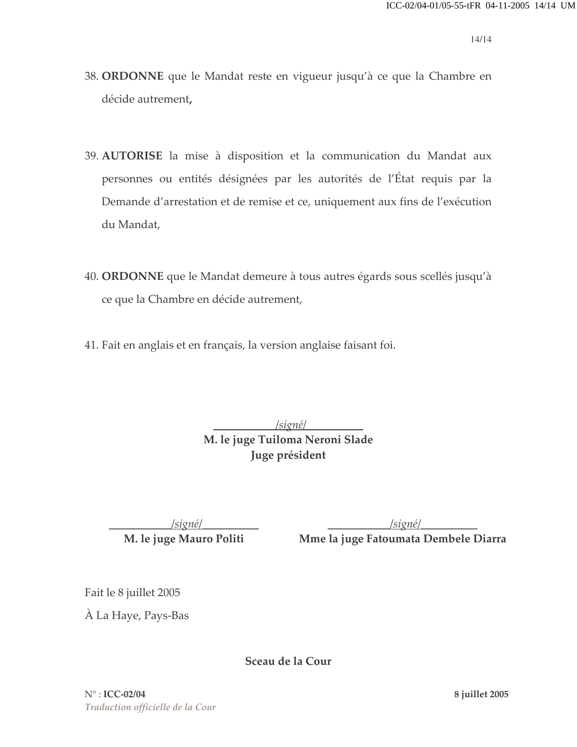38. **ORDONNE** que le Mandat reste en vigueur jusqu'à ce que la Chambre en décide autrement**,**

39. **AUTORISE** la mise à disposition et la communication du Mandat aux personnes ou entités désignées par les autorités de l'État requis par la Demande d'arrestation et de remise et ce, uniquement aux fins de l'exécution du Mandat,

40. **ORDONNE** que le Mandat demeure à tous autres égards sous scellés jusqu'à ce que la Chambre en décide autrement,

41. Fait en anglais et en français, la version anglaise faisant foi.

*/signé/*
**M. le juge Tuiloma Neroni Slade**
**Juge président**

*/signé/*
**M. le juge Mauro Politi**

*/signé/*
**Mme la juge Fatoumata Dembele Diarra**

Fait le 8 juillet 2005

À La Haye, Pays-Bas

**Sceau de la Cour**

N° : **ICC-02/04** **8 juillet 2005**
*Traduction officielle de la Cour*